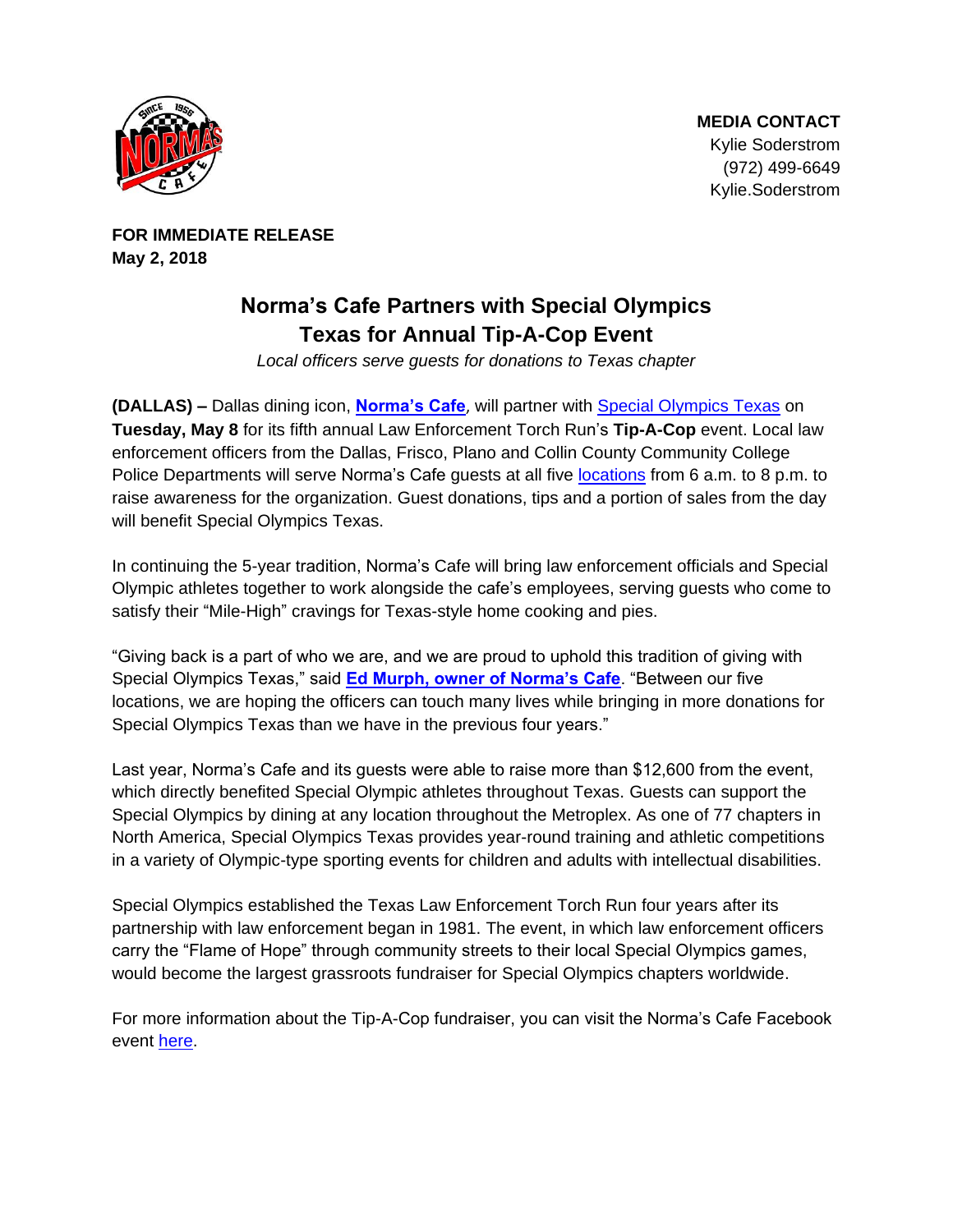**MEDIA CONTACT**
Kylie Soderstrom
(972) 499-6649
Kylie.Soderstrom

**FOR IMMEDIATE RELEASE**
**May 2, 2018**

# Norma's Cafe Partners with Special Olympics Texas for Annual Tip-A-Cop Event

*Local officers serve guests for donations to Texas chapter*

**(DALLAS) –** Dallas dining icon, **Norma's Cafe**, will partner with Special Olympics Texas on **Tuesday, May 8** for its fifth annual Law Enforcement Torch Run's **Tip-A-Cop** event. Local law enforcement officers from the Dallas, Frisco, Plano and Collin County Community College Police Departments will serve Norma's Cafe guests at all five locations from 6 a.m. to 8 p.m. to raise awareness for the organization. Guest donations, tips and a portion of sales from the day will benefit Special Olympics Texas.

In continuing the 5-year tradition, Norma's Cafe will bring law enforcement officials and Special Olympic athletes together to work alongside the cafe's employees, serving guests who come to satisfy their "Mile-High" cravings for Texas-style home cooking and pies.

"Giving back is a part of who we are, and we are proud to uphold this tradition of giving with Special Olympics Texas," said **Ed Murph, owner of Norma's Cafe**. "Between our five locations, we are hoping the officers can touch many lives while bringing in more donations for Special Olympics Texas than we have in the previous four years."

Last year, Norma's Cafe and its guests were able to raise more than $12,600 from the event, which directly benefited Special Olympic athletes throughout Texas. Guests can support the Special Olympics by dining at any location throughout the Metroplex. As one of 77 chapters in North America, Special Olympics Texas provides year-round training and athletic competitions in a variety of Olympic-type sporting events for children and adults with intellectual disabilities.

Special Olympics established the Texas Law Enforcement Torch Run four years after its partnership with law enforcement began in 1981. The event, in which law enforcement officers carry the "Flame of Hope" through community streets to their local Special Olympics games, would become the largest grassroots fundraiser for Special Olympics chapters worldwide.

For more information about the Tip-A-Cop fundraiser, you can visit the Norma's Cafe Facebook event here.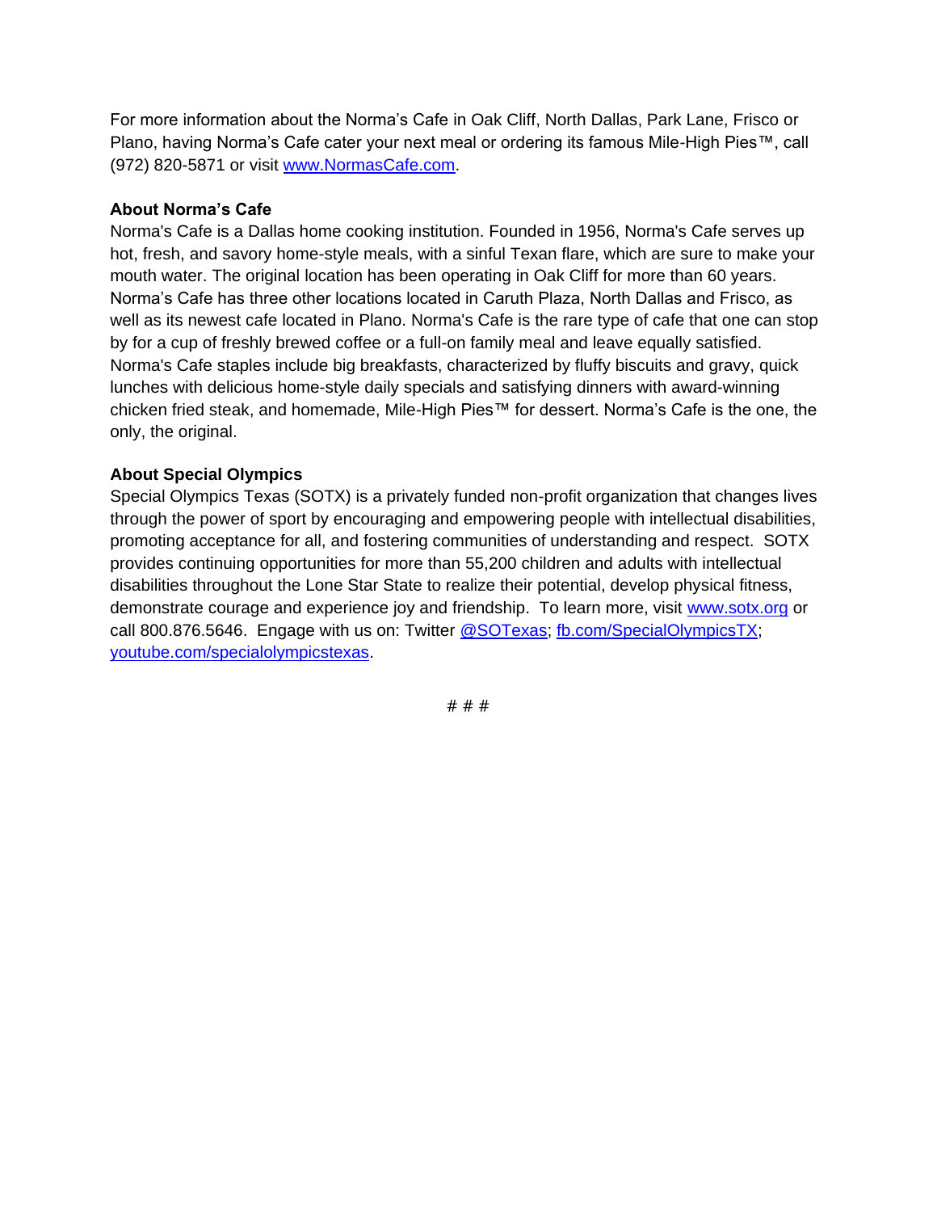For more information about the Norma's Cafe in Oak Cliff, North Dallas, Park Lane, Frisco or Plano, having Norma's Cafe cater your next meal or ordering its famous Mile-High Pies™, call (972) 820-5871 or visit [www.NormasCafe.com](http://www.NormasCafe.com).

**About Norma's Cafe**
Norma's Cafe is a Dallas home cooking institution. Founded in 1956, Norma's Cafe serves up hot, fresh, and savory home-style meals, with a sinful Texan flare, which are sure to make your mouth water. The original location has been operating in Oak Cliff for more than 60 years. Norma's Cafe has three other locations located in Caruth Plaza, North Dallas and Frisco, as well as its newest cafe located in Plano. Norma's Cafe is the rare type of cafe that one can stop by for a cup of freshly brewed coffee or a full-on family meal and leave equally satisfied. Norma's Cafe staples include big breakfasts, characterized by fluffy biscuits and gravy, quick lunches with delicious home-style daily specials and satisfying dinners with award-winning chicken fried steak, and homemade, Mile-High Pies™ for dessert. Norma's Cafe is the one, the only, the original.

**About Special Olympics**
Special Olympics Texas (SOTX) is a privately funded non-profit organization that changes lives through the power of sport by encouraging and empowering people with intellectual disabilities, promoting acceptance for all, and fostering communities of understanding and respect. SOTX provides continuing opportunities for more than 55,200 children and adults with intellectual disabilities throughout the Lone Star State to realize their potential, develop physical fitness, demonstrate courage and experience joy and friendship. To learn more, visit [www.sotx.org](http://www.sotx.org) or call 800.876.5646. Engage with us on: Twitter [@SOTexas](https://twitter.com/SOTexas); [fb.com/SpecialOlympicsTX](http://fb.com/SpecialOlympicsTX); [youtube.com/specialolympicstexas](http://youtube.com/specialolympicstexas).

# # #